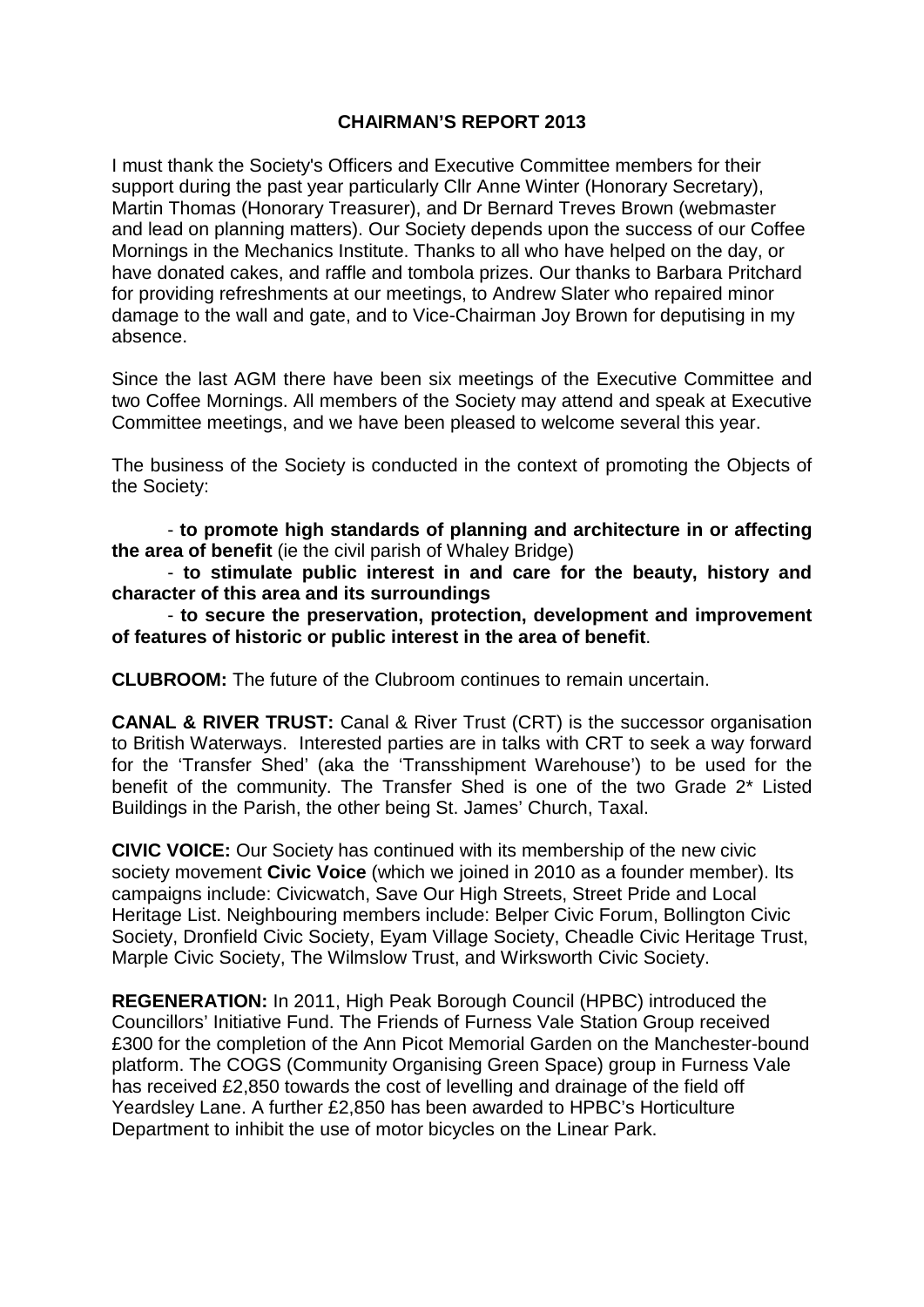# CHAIRMAN'S REPORT 2013

I must thank the Society's Officers and Executive Committee members for their support during the past year particularly Cllr Anne Winter (Honorary Secretary), Martin Thomas (Honorary Treasurer), and Dr Bernard Treves Brown (webmaster and lead on planning matters). Our Society depends upon the success of our Coffee Mornings in the Mechanics Institute. Thanks to all who have helped on the day, or have donated cakes, and raffle and tombola prizes. Our thanks to Barbara Pritchard for providing refreshments at our meetings, to Andrew Slater who repaired minor damage to the wall and gate, and to Vice-Chairman Joy Brown for deputising in my absence.

Since the last AGM there have been six meetings of the Executive Committee and two Coffee Mornings. All members of the Society may attend and speak at Executive Committee meetings, and we have been pleased to welcome several this year.

The business of the Society is conducted in the context of promoting the Objects of the Society:

- **to promote high standards of planning and architecture in or affecting the area of benefit** (ie the civil parish of Whaley Bridge)
- **to stimulate public interest in and care for the beauty, history and character of this area and its surroundings**
- **to secure the preservation, protection, development and improvement of features of historic or public interest in the area of benefit**.

**CLUBROOM:** The future of the Clubroom continues to remain uncertain.

**CANAL & RIVER TRUST:** Canal & River Trust (CRT) is the successor organisation to British Waterways. Interested parties are in talks with CRT to seek a way forward for the 'Transfer Shed' (aka the 'Transshipment Warehouse') to be used for the benefit of the community. The Transfer Shed is one of the two Grade 2* Listed Buildings in the Parish, the other being St. James' Church, Taxal.

**CIVIC VOICE:** Our Society has continued with its membership of the new civic society movement **Civic Voice** (which we joined in 2010 as a founder member). Its campaigns include: Civicwatch, Save Our High Streets, Street Pride and Local Heritage List. Neighbouring members include: Belper Civic Forum, Bollington Civic Society, Dronfield Civic Society, Eyam Village Society, Cheadle Civic Heritage Trust, Marple Civic Society, The Wilmslow Trust, and Wirksworth Civic Society.

**REGENERATION:** In 2011, High Peak Borough Council (HPBC) introduced the Councillors' Initiative Fund. The Friends of Furness Vale Station Group received £300 for the completion of the Ann Picot Memorial Garden on the Manchester-bound platform. The COGS (Community Organising Green Space) group in Furness Vale has received £2,850 towards the cost of levelling and drainage of the field off Yeardsley Lane. A further £2,850 has been awarded to HPBC's Horticulture Department to inhibit the use of motor bicycles on the Linear Park.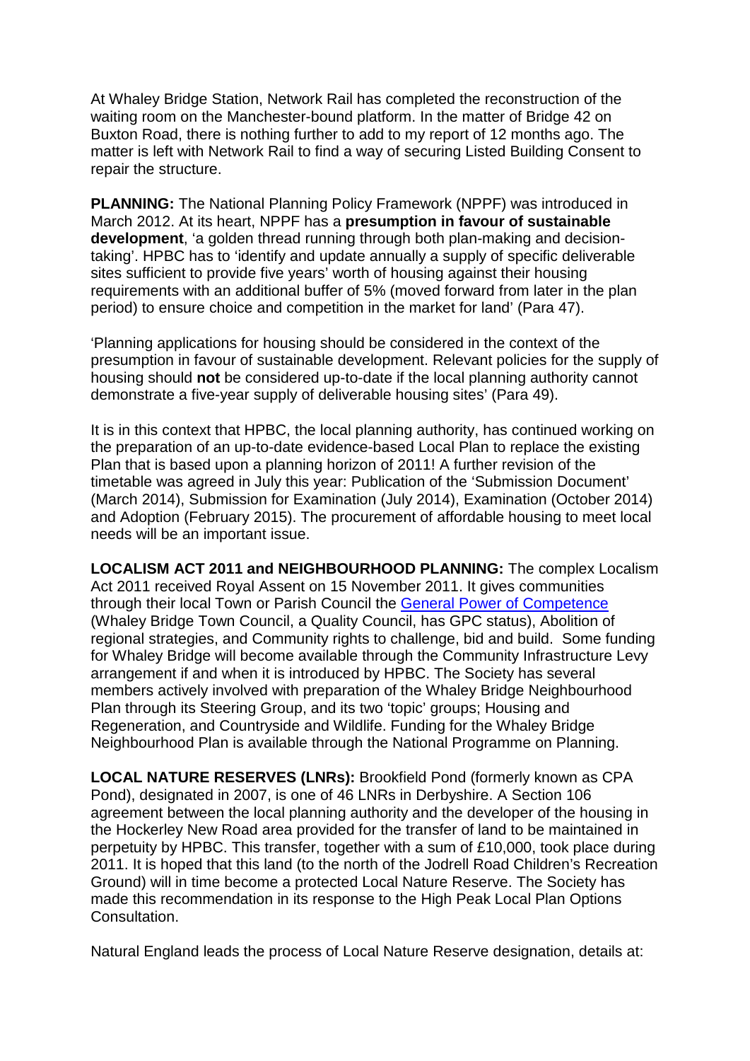At Whaley Bridge Station, Network Rail has completed the reconstruction of the waiting room on the Manchester-bound platform. In the matter of Bridge 42 on Buxton Road, there is nothing further to add to my report of 12 months ago. The matter is left with Network Rail to find a way of securing Listed Building Consent to repair the structure.

**PLANNING:** The National Planning Policy Framework (NPPF) was introduced in March 2012. At its heart, NPPF has a **presumption in favour of sustainable development**, 'a golden thread running through both plan-making and decision-taking'. HPBC has to 'identify and update annually a supply of specific deliverable sites sufficient to provide five years' worth of housing against their housing requirements with an additional buffer of 5% (moved forward from later in the plan period) to ensure choice and competition in the market for land' (Para 47).

'Planning applications for housing should be considered in the context of the presumption in favour of sustainable development. Relevant policies for the supply of housing should **not** be considered up-to-date if the local planning authority cannot demonstrate a five-year supply of deliverable housing sites' (Para 49).

It is in this context that HPBC, the local planning authority, has continued working on the preparation of an up-to-date evidence-based Local Plan to replace the existing Plan that is based upon a planning horizon of 2011! A further revision of the timetable was agreed in July this year: Publication of the 'Submission Document' (March 2014), Submission for Examination (July 2014), Examination (October 2014) and Adoption (February 2015). The procurement of affordable housing to meet local needs will be an important issue.

**LOCALISM ACT 2011 and NEIGHBOURHOOD PLANNING:** The complex Localism Act 2011 received Royal Assent on 15 November 2011. It gives communities through their local Town or Parish Council the General Power of Competence (Whaley Bridge Town Council, a Quality Council, has GPC status), Abolition of regional strategies, and Community rights to challenge, bid and build. Some funding for Whaley Bridge will become available through the Community Infrastructure Levy arrangement if and when it is introduced by HPBC. The Society has several members actively involved with preparation of the Whaley Bridge Neighbourhood Plan through its Steering Group, and its two 'topic' groups; Housing and Regeneration, and Countryside and Wildlife. Funding for the Whaley Bridge Neighbourhood Plan is available through the National Programme on Planning.

**LOCAL NATURE RESERVES (LNRs):** Brookfield Pond (formerly known as CPA Pond), designated in 2007, is one of 46 LNRs in Derbyshire. A Section 106 agreement between the local planning authority and the developer of the housing in the Hockerley New Road area provided for the transfer of land to be maintained in perpetuity by HPBC. This transfer, together with a sum of £10,000, took place during 2011. It is hoped that this land (to the north of the Jodrell Road Children's Recreation Ground) will in time become a protected Local Nature Reserve. The Society has made this recommendation in its response to the High Peak Local Plan Options Consultation.

Natural England leads the process of Local Nature Reserve designation, details at: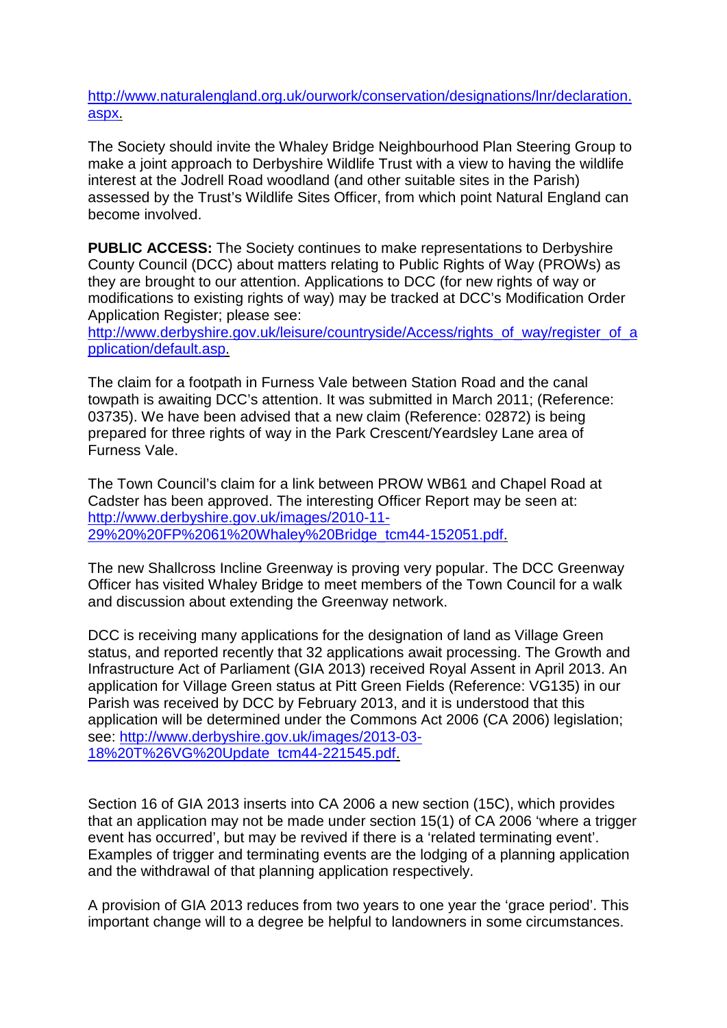http://www.naturalengland.org.uk/ourwork/conservation/designations/lnr/declaration.aspx.

The Society should invite the Whaley Bridge Neighbourhood Plan Steering Group to make a joint approach to Derbyshire Wildlife Trust with a view to having the wildlife interest at the Jodrell Road woodland (and other suitable sites in the Parish) assessed by the Trust's Wildlife Sites Officer, from which point Natural England can become involved.

**PUBLIC ACCESS:** The Society continues to make representations to Derbyshire County Council (DCC) about matters relating to Public Rights of Way (PROWs) as they are brought to our attention. Applications to DCC (for new rights of way or modifications to existing rights of way) may be tracked at DCC's Modification Order Application Register; please see: http://www.derbyshire.gov.uk/leisure/countryside/Access/rights_of_way/register_of_application/default.asp.

The claim for a footpath in Furness Vale between Station Road and the canal towpath is awaiting DCC's attention. It was submitted in March 2011; (Reference: 03735). We have been advised that a new claim (Reference: 02872) is being prepared for three rights of way in the Park Crescent/Yeardsley Lane area of Furness Vale.

The Town Council's claim for a link between PROW WB61 and Chapel Road at Cadster has been approved. The interesting Officer Report may be seen at: http://www.derbyshire.gov.uk/images/2010-11-29%20%20FP%2061%20Whaley%20Bridge_tcm44-152051.pdf.

The new Shallcross Incline Greenway is proving very popular. The DCC Greenway Officer has visited Whaley Bridge to meet members of the Town Council for a walk and discussion about extending the Greenway network.

DCC is receiving many applications for the designation of land as Village Green status, and reported recently that 32 applications await processing. The Growth and Infrastructure Act of Parliament (GIA 2013) received Royal Assent in April 2013. An application for Village Green status at Pitt Green Fields (Reference: VG135) in our Parish was received by DCC by February 2013, and it is understood that this application will be determined under the Commons Act 2006 (CA 2006) legislation; see: http://www.derbyshire.gov.uk/images/2013-03-18%20T%26VG%20Update_tcm44-221545.pdf.

Section 16 of GIA 2013 inserts into CA 2006 a new section (15C), which provides that an application may not be made under section 15(1) of CA 2006 'where a trigger event has occurred', but may be revived if there is a 'related terminating event'. Examples of trigger and terminating events are the lodging of a planning application and the withdrawal of that planning application respectively.

A provision of GIA 2013 reduces from two years to one year the 'grace period'. This important change will to a degree be helpful to landowners in some circumstances.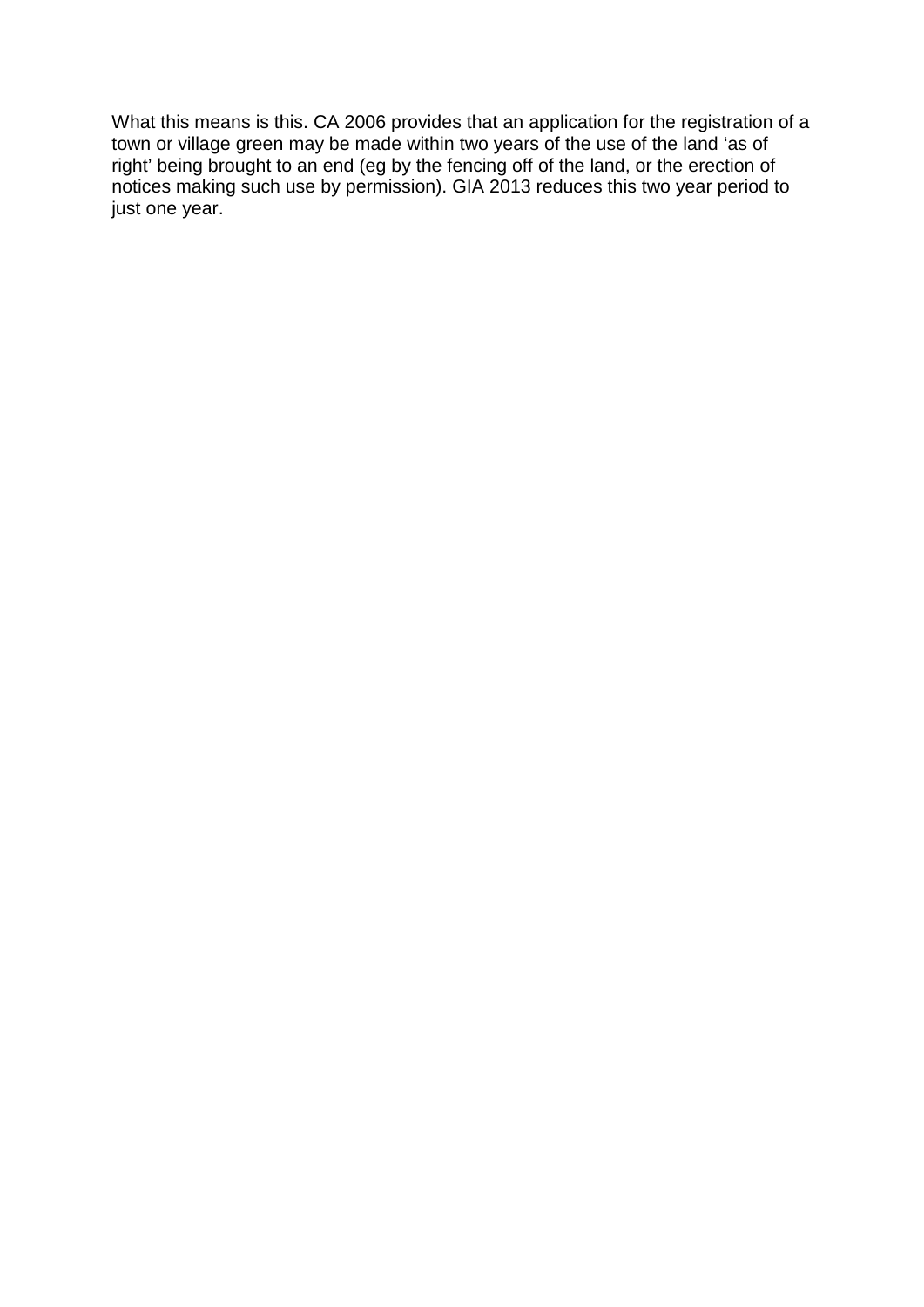What this means is this. CA 2006 provides that an application for the registration of a town or village green may be made within two years of the use of the land 'as of right' being brought to an end (eg by the fencing off of the land, or the erection of notices making such use by permission). GIA 2013 reduces this two year period to just one year.